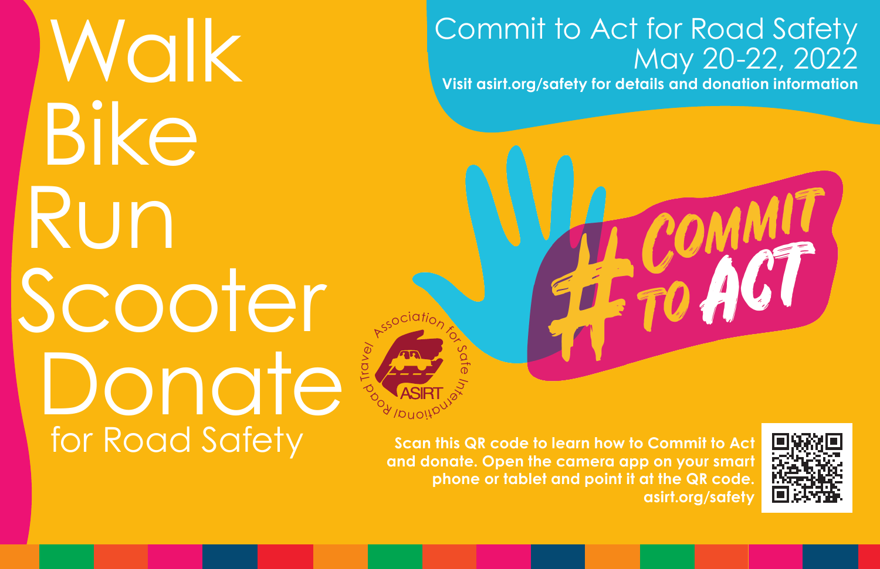# Walk
# Bike
# Run
# Scooter
# Donate
## for Road Safety

## Commit to Act for Road Safety
## May 20-22, 2022

**Visit asirt.org/safety for details and donation information**

#COMMIT TO ACT

Association for Safe International Road Travel

ASIRT

**Scan this QR code to learn how to Commit to Act and donate. Open the camera app on your smart phone or tablet and point it at the QR code. asirt.org/safety**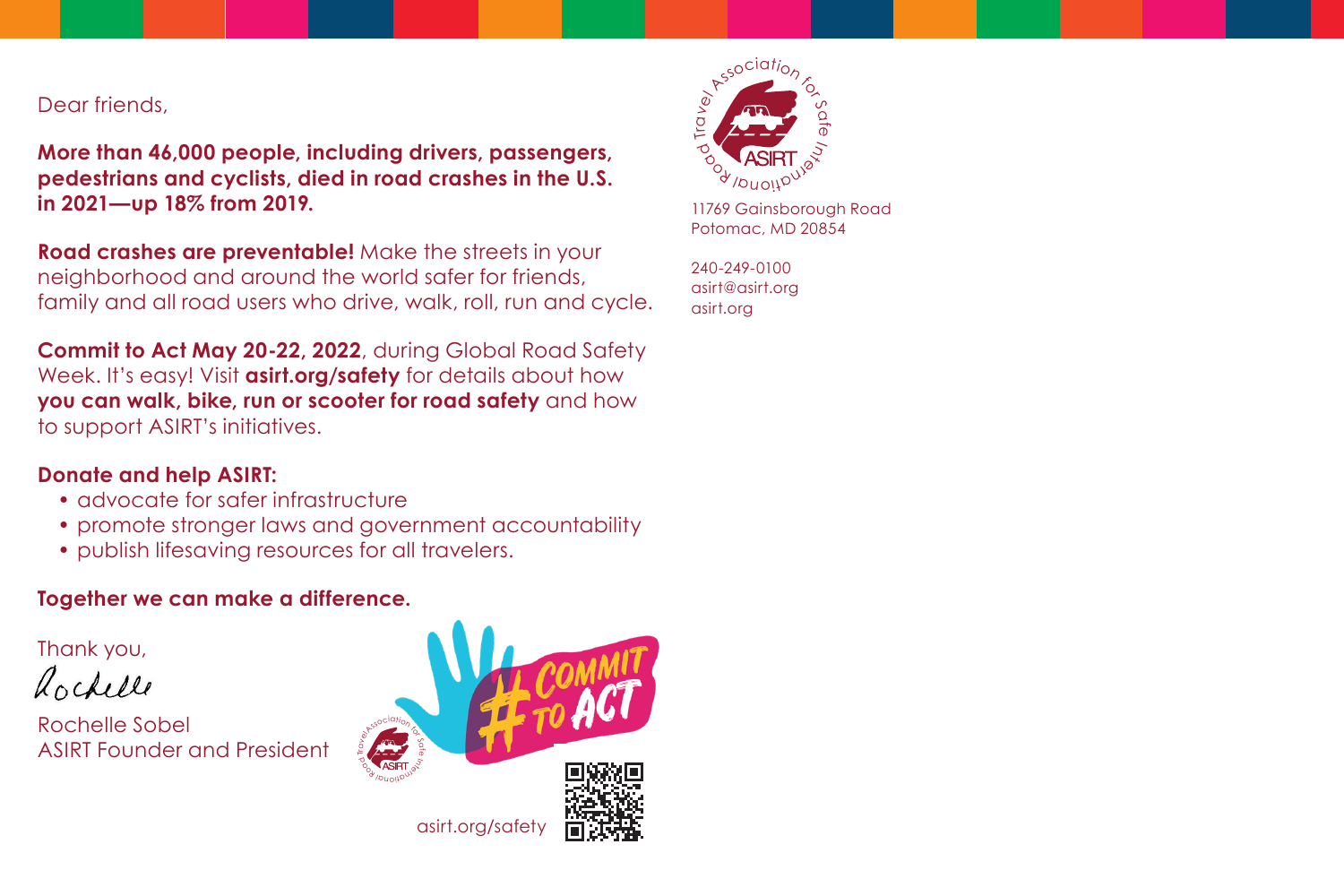Dear friends,

**More than 46,000 people, including drivers, passengers, pedestrians and cyclists, died in road crashes in the U.S. in 2021—up 18% from 2019.**

**Road crashes are preventable!** Make the streets in your neighborhood and around the world safer for friends, family and all road users who drive, walk, roll, run and cycle.

**Commit to Act May 20-22, 2022**, during Global Road Safety Week. It's easy! Visit **asirt.org/safety** for details about how **you can walk, bike, run or scooter for road safety** and how to support ASIRT's initiatives.

**Donate and help ASIRT:**

- advocate for safer infrastructure
- promote stronger laws and government accountability
- publish lifesaving resources for all travelers.

**Together we can make a difference.**

Thank you,

Rochelle

Rochelle Sobel
ASIRT Founder and President

#COMMIT TO ACT

asirt.org/safety

Association for Safe International Road Travel
ASIRT

11769 Gainsborough Road
Potomac, MD 20854

240-249-0100
asirt@asirt.org
asirt.org